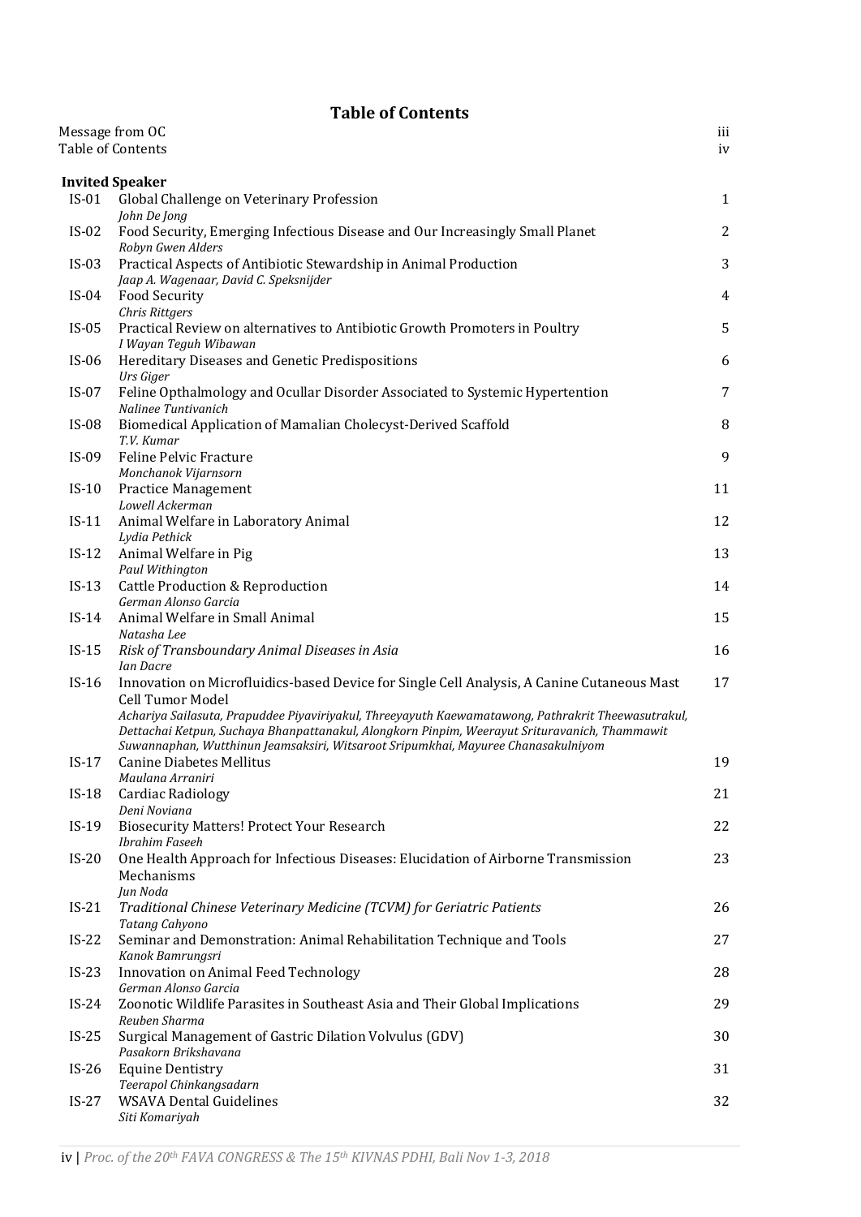# Table of Contents

| | | |
|---|---|---|
| Message from OC | | iii |
| Table of Contents | | iv |

## Invited Speaker

| | | |
|---|---|---|
| IS-01 | Global Challenge on Veterinary Profession<br>*John De Jong* | 1 |
| IS-02 | Food Security, Emerging Infectious Disease and Our Increasingly Small Planet<br>*Robyn Gwen Alders* | 2 |
| IS-03 | Practical Aspects of Antibiotic Stewardship in Animal Production<br>*Jaap A. Wagenaar, David C. Speksnijder* | 3 |
| IS-04 | Food Security<br>*Chris Rittgers* | 4 |
| IS-05 | Practical Review on alternatives to Antibiotic Growth Promoters in Poultry<br>*I Wayan Teguh Wibawan* | 5 |
| IS-06 | Hereditary Diseases and Genetic Predispositions<br>*Urs Giger* | 6 |
| IS-07 | Feline Opthalmology and Ocullar Disorder Associated to Systemic Hypertention<br>*Nalinee Tuntivanich* | 7 |
| IS-08 | Biomedical Application of Mamalian Cholecyst-Derived Scaffold<br>*T.V. Kumar* | 8 |
| IS-09 | Feline Pelvic Fracture<br>*Monchanok Vijarnsorn* | 9 |
| IS-10 | Practice Management<br>*Lowell Ackerman* | 11 |
| IS-11 | Animal Welfare in Laboratory Animal<br>*Lydia Pethick* | 12 |
| IS-12 | Animal Welfare in Pig<br>*Paul Withington* | 13 |
| IS-13 | Cattle Production & Reproduction<br>*German Alonso Garcia* | 14 |
| IS-14 | Animal Welfare in Small Animal<br>*Natasha Lee* | 15 |
| IS-15 | *Risk of Transboundary Animal Diseases in Asia*<br>*Ian Dacre* | 16 |
| IS-16 | Innovation on Microfluidics-based Device for Single Cell Analysis, A Canine Cutaneous Mast Cell Tumor Model<br>*Achariya Sailasuta, Prapuddee Piyaviriyakul, Threeyayuth Kaewamatawong, Pathrakrit Theewasutrakul, Dettachai Ketpun, Suchaya Bhanpattanakul, Alongkorn Pinpim, Weerayut Srituravanich, Thammawit Suwannaphan, Wutthinun Jeamsaksiri, Witsaroot Sripumkhai, Mayuree Chanasakulniyom* | 17 |
| IS-17 | Canine Diabetes Mellitus<br>*Maulana Arraniri* | 19 |
| IS-18 | Cardiac Radiology<br>*Deni Noviana* | 21 |
| IS-19 | Biosecurity Matters! Protect Your Research<br>*Ibrahim Faseeh* | 22 |
| IS-20 | One Health Approach for Infectious Diseases: Elucidation of Airborne Transmission Mechanisms<br>*Jun Noda* | 23 |
| IS-21 | *Traditional Chinese Veterinary Medicine (TCVM) for Geriatric Patients*<br>*Tatang Cahyono* | 26 |
| IS-22 | Seminar and Demonstration: Animal Rehabilitation Technique and Tools<br>*Kanok Bamrungsri* | 27 |
| IS-23 | Innovation on Animal Feed Technology<br>*German Alonso Garcia* | 28 |
| IS-24 | Zoonotic Wildlife Parasites in Southeast Asia and Their Global Implications<br>*Reuben Sharma* | 29 |
| IS-25 | Surgical Management of Gastric Dilation Volvulus (GDV)<br>*Pasakorn Brikshavana* | 30 |
| IS-26 | Equine Dentistry<br>*Teerapol Chinkangsadarn* | 31 |
| IS-27 | WSAVA Dental Guidelines<br>*Siti Komariyah* | 32 |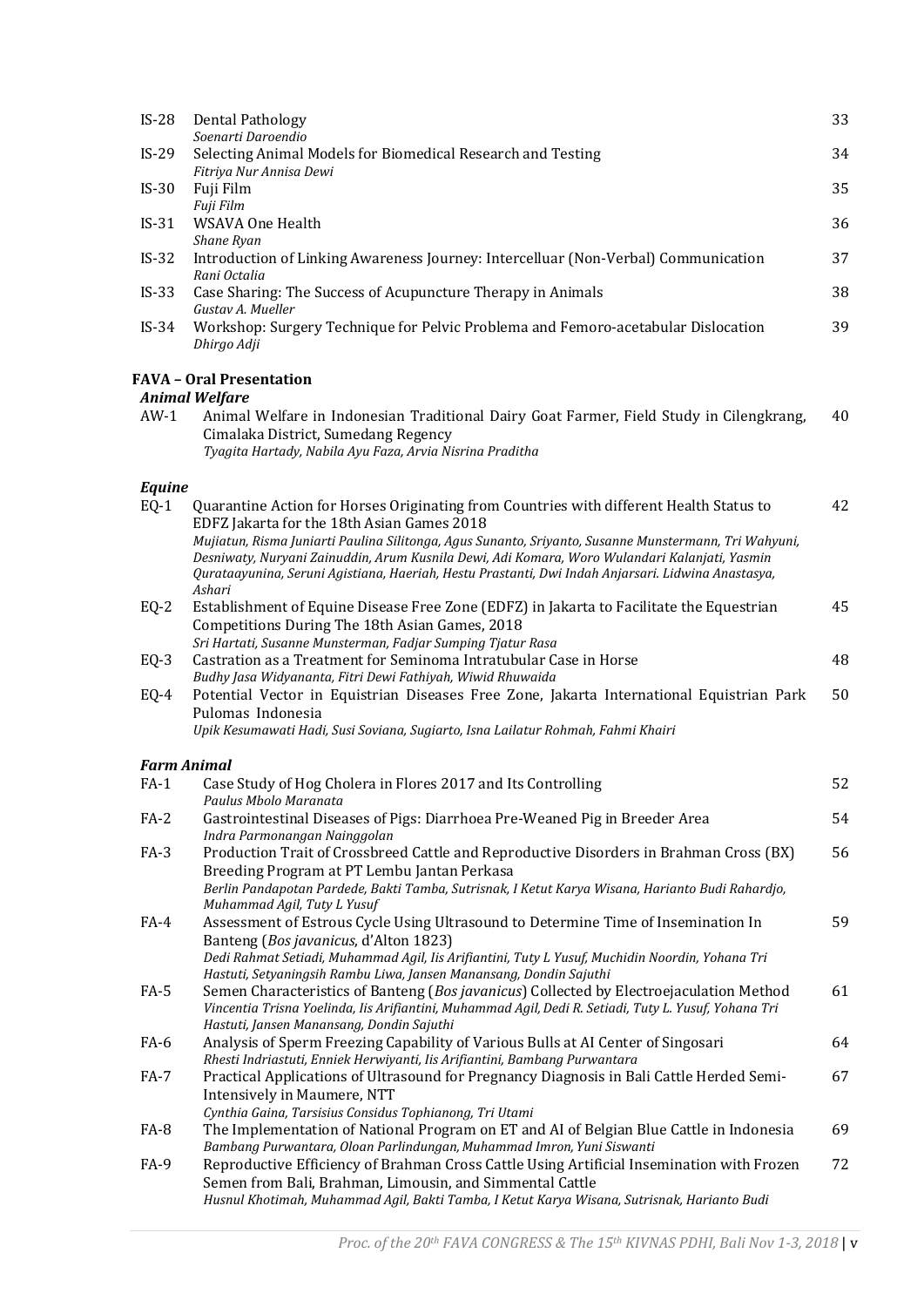| | | |
|---|---|---|
| IS-28 | Dental Pathology<br>*Soenarti Daroendio* | 33 |
| IS-29 | Selecting Animal Models for Biomedical Research and Testing<br>*Fitriya Nur Annisa Dewi* | 34 |
| IS-30 | Fuji Film<br>*Fuji Film* | 35 |
| IS-31 | WSAVA One Health<br>*Shane Ryan* | 36 |
| IS-32 | Introduction of Linking Awareness Journey: Intercelluar (Non-Verbal) Communication<br>*Rani Octalia* | 37 |
| IS-33 | Case Sharing: The Success of Acupuncture Therapy in Animals<br>*Gustav A. Mueller* | 38 |
| IS-34 | Workshop: Surgery Technique for Pelvic Problema and Femoro-acetabular Dislocation<br>*Dhirgo Adji* | 39 |

**FAVA – Oral Presentation**

***Animal Welfare***

| | | |
|---|---|---|
| AW-1 | Animal Welfare in Indonesian Traditional Dairy Goat Farmer, Field Study in Cilengkrang, Cimalaka District, Sumedang Regency<br>*Tyagita Hartady, Nabila Ayu Faza, Arvia Nisrina Praditha* | 40 |

***Equine***

| | | |
|---|---|---|
| EQ-1 | Quarantine Action for Horses Originating from Countries with different Health Status to EDFZ Jakarta for the 18th Asian Games 2018<br>*Mujiatun, Risma Juniarti Paulina Silitonga, Agus Sunanto, Sriyanto, Susanne Munstermann, Tri Wahyuni, Desniwaty, Nuryani Zainuddin, Arum Kusnila Dewi, Adi Komara, Woro Wulandari Kalanjati, Yasmin Qurataayunina, Seruni Agistiana, Haeriah, Hestu Prastanti, Dwi Indah Anjarsari. Lidwina Anastasya, Ashari* | 42 |
| EQ-2 | Establishment of Equine Disease Free Zone (EDFZ) in Jakarta to Facilitate the Equestrian Competitions During The 18th Asian Games, 2018<br>*Sri Hartati, Susanne Munsterman, Fadjar Sumping Tjatur Rasa* | 45 |
| EQ-3 | Castration as a Treatment for Seminoma Intratubular Case in Horse<br>*Budhy Jasa Widyananta, Fitri Dewi Fathiyah, Wiwid Rhuwaida* | 48 |
| EQ-4 | Potential Vector in Equistrian Diseases Free Zone, Jakarta International Equistrian Park Pulomas Indonesia<br>*Upik Kesumawati Hadi, Susi Soviana, Sugiarto, Isna Lailatur Rohmah, Fahmi Khairi* | 50 |

***Farm Animal***

| | | |
|---|---|---|
| FA-1 | Case Study of Hog Cholera in Flores 2017 and Its Controlling<br>*Paulus Mbolo Maranata* | 52 |
| FA-2 | Gastrointestinal Diseases of Pigs: Diarrhoea Pre-Weaned Pig in Breeder Area<br>*Indra Parmonangan Nainggolan* | 54 |
| FA-3 | Production Trait of Crossbreed Cattle and Reproductive Disorders in Brahman Cross (BX) Breeding Program at PT Lembu Jantan Perkasa<br>*Berlin Pandapotan Pardede, Bakti Tamba, Sutrisnak, I Ketut Karya Wisana, Harianto Budi Rahardjo, Muhammad Agil, Tuty L Yusuf* | 56 |
| FA-4 | Assessment of Estrous Cycle Using Ultrasound to Determine Time of Insemination In Banteng (*Bos javanicus*, d'Alton 1823)<br>*Dedi Rahmat Setiadi, Muhammad Agil, Iis Arifiantini, Tuty L Yusuf, Muchidin Noordin, Yohana Tri Hastuti, Setyaningsih Rambu Liwa, Jansen Manansang, Dondin Sajuthi* | 59 |
| FA-5 | Semen Characteristics of Banteng (*Bos javanicus*) Collected by Electroejaculation Method<br>*Vincentia Trisna Yoelinda, Iis Arifiantini, Muhammad Agil, Dedi R. Setiadi, Tuty L. Yusuf, Yohana Tri Hastuti, Jansen Manansang, Dondin Sajuthi* | 61 |
| FA-6 | Analysis of Sperm Freezing Capability of Various Bulls at AI Center of Singosari<br>*Rhesti Indriastuti, Enniek Herwiyanti, Iis Arifiantini, Bambang Purwantara* | 64 |
| FA-7 | Practical Applications of Ultrasound for Pregnancy Diagnosis in Bali Cattle Herded Semi-Intensively in Maumere, NTT<br>*Cynthia Gaina, Tarsisius Considus Tophianong, Tri Utami* | 67 |
| FA-8 | The Implementation of National Program on ET and AI of Belgian Blue Cattle in Indonesia<br>*Bambang Purwantara, Oloan Parlindungan, Muhammad Imron, Yuni Siswanti* | 69 |
| FA-9 | Reproductive Efficiency of Brahman Cross Cattle Using Artificial Insemination with Frozen Semen from Bali, Brahman, Limousin, and Simmental Cattle<br>*Husnul Khotimah, Muhammad Agil, Bakti Tamba, I Ketut Karya Wisana, Sutrisnak, Harianto Budi* | 72 |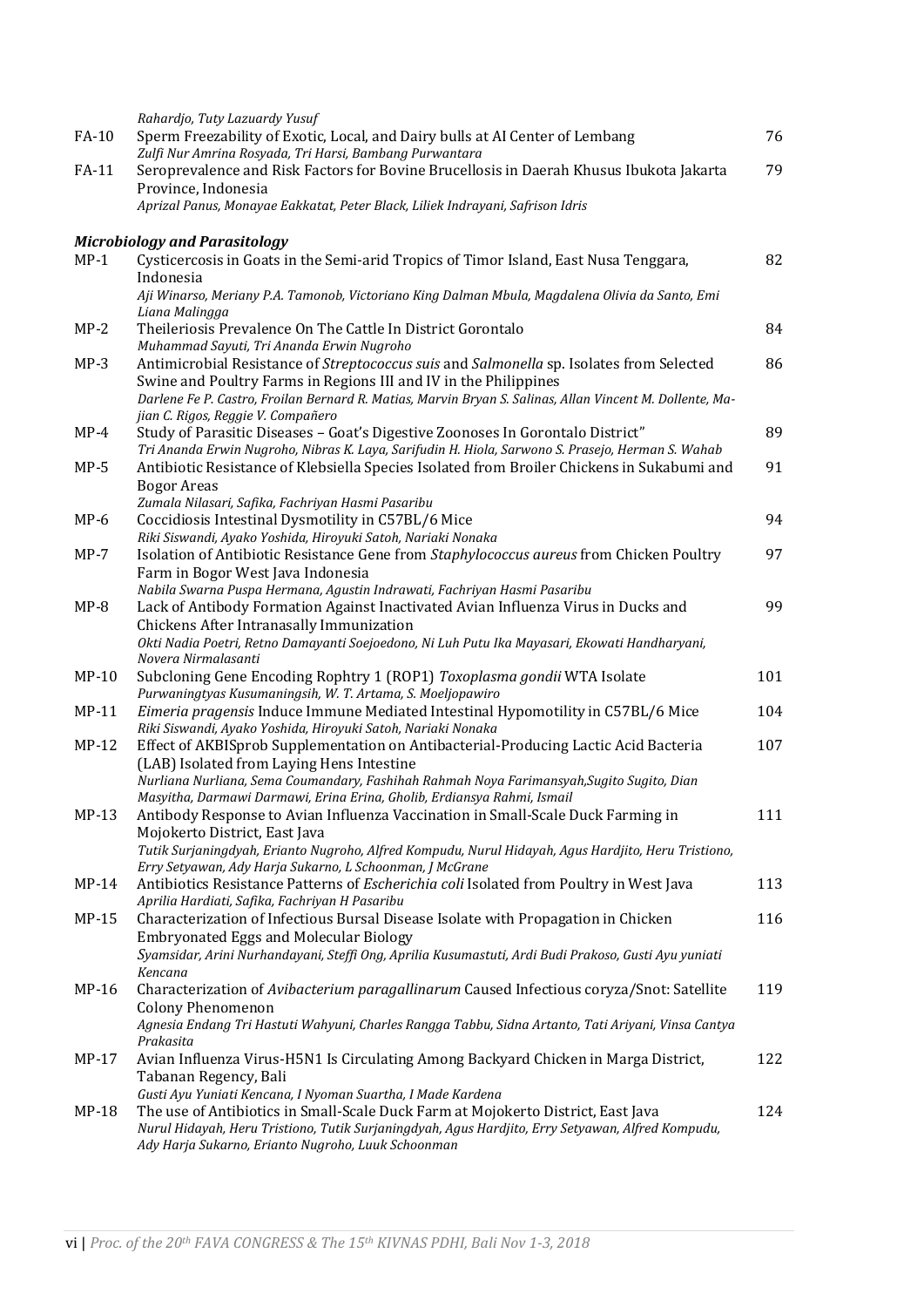*Rahardjo, Tuty Lazuardy Yusuf*

| | | |
|---|---|---|
| FA-10 | Sperm Freezability of Exotic, Local, and Dairy bulls at AI Center of Lembang<br>*Zulfi Nur Amrina Rosyada, Tri Harsi, Bambang Purwantara* | 76 |
| FA-11 | Seroprevalence and Risk Factors for Bovine Brucellosis in Daerah Khusus Ibukota Jakarta Province, Indonesia<br>*Aprizal Panus, Monayae Eakkatat, Peter Black, Liliek Indrayani, Safrison Idris* | 79 |

### *Microbiology and Parasitology*

| | | |
|---|---|---|
| MP-1 | Cysticercosis in Goats in the Semi-arid Tropics of Timor Island, East Nusa Tenggara, Indonesia<br>*Aji Winarso, Meriany P.A. Tamonob, Victoriano King Dalman Mbula, Magdalena Olivia da Santo, Emi Liana Malingga* | 82 |
| MP-2 | Theileriosis Prevalence On The Cattle In District Gorontalo<br>*Muhammad Sayuti, Tri Ananda Erwin Nugroho* | 84 |
| MP-3 | Antimicrobial Resistance of *Streptococcus suis* and *Salmonella* sp. Isolates from Selected Swine and Poultry Farms in Regions III and IV in the Philippines<br>*Darlene Fe P. Castro, Froilan Bernard R. Matias, Marvin Bryan S. Salinas, Allan Vincent M. Dollente, Ma-jian C. Rigos, Reggie V. Compañero* | 86 |
| MP-4 | Study of Parasitic Diseases – Goat's Digestive Zoonoses In Gorontalo District"<br>*Tri Ananda Erwin Nugroho, Nibras K. Laya, Sarifudin H. Hiola, Sarwono S. Prasejo, Herman S. Wahab* | 89 |
| MP-5 | Antibiotic Resistance of Klebsiella Species Isolated from Broiler Chickens in Sukabumi and Bogor Areas<br>*Zumala Nilasari, Safika, Fachriyan Hasmi Pasaribu* | 91 |
| MP-6 | Coccidiosis Intestinal Dysmotility in C57BL/6 Mice<br>*Riki Siswandi, Ayako Yoshida, Hiroyuki Satoh, Nariaki Nonaka* | 94 |
| MP-7 | Isolation of Antibiotic Resistance Gene from *Staphylococcus aureus* from Chicken Poultry Farm in Bogor West Java Indonesia<br>*Nabila Swarna Puspa Hermana, Agustin Indrawati, Fachriyan Hasmi Pasaribu* | 97 |
| MP-8 | Lack of Antibody Formation Against Inactivated Avian Influenza Virus in Ducks and Chickens After Intranasally Immunization<br>*Okti Nadia Poetri, Retno Damayanti Soejoedono, Ni Luh Putu Ika Mayasari, Ekowati Handharyani, Novera Nirmalasanti* | 99 |
| MP-10 | Subcloning Gene Encoding Rophtry 1 (ROP1) *Toxoplasma gondii* WTA Isolate<br>*Purwaningtyas Kusumaningsih, W. T. Artama, S. Moeljopawiro* | 101 |
| MP-11 | *Eimeria pragensis* Induce Immune Mediated Intestinal Hypomotility in C57BL/6 Mice<br>*Riki Siswandi, Ayako Yoshida, Hiroyuki Satoh, Nariaki Nonaka* | 104 |
| MP-12 | Effect of AKBISprob Supplementation on Antibacterial-Producing Lactic Acid Bacteria (LAB) Isolated from Laying Hens Intestine<br>*Nurliana Nurliana, Sema Coumandary, Fashihah Rahmah Noya Farimansyah,Sugito Sugito, Dian Masyitha, Darmawi Darmawi, Erina Erina, Gholib, Erdiansya Rahmi, Ismail* | 107 |
| MP-13 | Antibody Response to Avian Influenza Vaccination in Small-Scale Duck Farming in Mojokerto District, East Java<br>*Tutik Surjaningdyah, Erianto Nugroho, Alfred Kompudu, Nurul Hidayah, Agus Hardjito, Heru Tristiono, Erry Setyawan, Ady Harja Sukarno, L Schoonman, J McGrane* | 111 |
| MP-14 | Antibiotics Resistance Patterns of *Escherichia coli* Isolated from Poultry in West Java<br>*Aprilia Hardiati, Safika, Fachriyan H Pasaribu* | 113 |
| MP-15 | Characterization of Infectious Bursal Disease Isolate with Propagation in Chicken Embryonated Eggs and Molecular Biology<br>*Syamsidar, Arini Nurhandayani, Steffi Ong, Aprilia Kusumastuti, Ardi Budi Prakoso, Gusti Ayu yuniati Kencana* | 116 |
| MP-16 | Characterization of *Avibacterium paragallinarum* Caused Infectious coryza/Snot: Satellite Colony Phenomenon<br>*Agnesia Endang Tri Hastuti Wahyuni, Charles Rangga Tabbu, Sidna Artanto, Tati Ariyani, Vinsa Cantya Prakasita* | 119 |
| MP-17 | Avian Influenza Virus-H5N1 Is Circulating Among Backyard Chicken in Marga District, Tabanan Regency, Bali<br>*Gusti Ayu Yuniati Kencana, I Nyoman Suartha, I Made Kardena* | 122 |
| MP-18 | The use of Antibiotics in Small-Scale Duck Farm at Mojokerto District, East Java<br>*Nurul Hidayah, Heru Tristiono, Tutik Surjaningdyah, Agus Hardjito, Erry Setyawan, Alfred Kompudu, Ady Harja Sukarno, Erianto Nugroho, Luuk Schoonman* | 124 |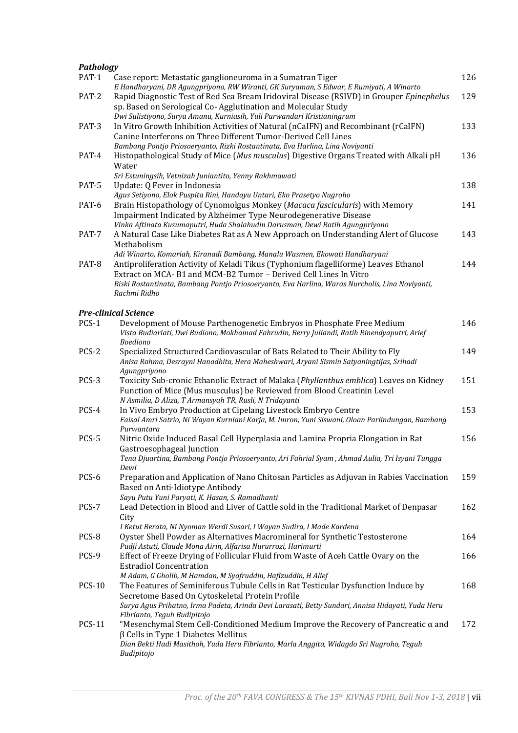### *Pathology*

| | | |
|---|---|---|
| PAT-1 | Case report: Metastatic ganglioneuroma in a Sumatran Tiger<br>*E Handharyani, DR Agungpriyono, RW Wiranti, GK Suryaman, S Edwar, E Rumiyati, A Winarto* | 126 |
| PAT-2 | Rapid Diagnostic Test of Red Sea Bream Iridoviral Disease (RSIVD) in Grouper *Epinephelus* sp. Based on Serological Co- Agglutination and Molecular Study<br>*Dwi Sulistiyono, Surya Amanu, Kurniasih, Yuli Purwandari Kristianingrum* | 129 |
| PAT-3 | In Vitro Growth Inhibition Activities of Natural (nCaIFN) and Recombinant (rCaIFN) Canine Interferons on Three Different Tumor-Derived Cell Lines<br>*Bambang Pontjo Priosoeryanto, Rizki Rostantinata, Eva Harlina, Lina Noviyanti* | 133 |
| PAT-4 | Histopathological Study of Mice (*Mus musculus*) Digestive Organs Treated with Alkali pH Water<br>*Sri Estuningsih, Vetnizah Juniantito, Yenny Rakhmawati* | 136 |
| PAT-5 | Update: Q Fever in Indonesia<br>*Agus Setiyono, Elok Puspita Rini, Handayu Untari, Eko Prasetyo Nugroho* | 138 |
| PAT-6 | Brain Histopathology of Cynomolgus Monkey (*Macaca fascicularis*) with Memory Impairment Indicated by Alzheimer Type Neurodegenerative Disease<br>*Vinka Aftinata Kusumaputri, Huda Shalahudin Darusman, Dewi Ratih Agungpriyono* | 141 |
| PAT-7 | A Natural Case Like Diabetes Rat as A New Approach on Understanding Alert of Glucose Methabolism<br>*Adi Winarto, Komariah, Kiranadi Bambang, Manalu Wasmen, Ekowati Handharyani* | 143 |
| PAT-8 | Antiproliferation Activity of Keladi Tikus (Typhonium flagelliforme) Leaves Ethanol Extract on MCA- B1 and MCM-B2 Tumor – Derived Cell Lines In Vitro<br>*Riski Rostantinata, Bambang Pontjo Priosoeryanto, Eva Harlina, Waras Nurcholis, Lina Noviyanti, Rachmi Ridho* | 144 |

### *Pre-clinical Science*

| | | |
|---|---|---|
| PCS-1 | Development of Mouse Parthenogenetic Embryos in Phosphate Free Medium<br>*Vista Budiariati, Dwi Budiono, Mokhamad Fahrudin, Berry Juliandi, Ratih Rinendyaputri, Arief Boediono* | 146 |
| PCS-2 | Specialized Structured Cardiovascular of Bats Related to Their Ability to Fly<br>*Anisa Rahma, Desrayni Hanadhita, Hera Maheshwari, Aryani Sismin Satyaningtijas, Srihadi Agungpriyono* | 149 |
| PCS-3 | Toxicity Sub-cronic Ethanolic Extract of Malaka (*Phyllanthus emblica*) Leaves on Kidney Function of Mice (Mus musculus) be Reviewed from Blood Creatinin Level<br>*N Asmilia, D Aliza, T Armansyah TR, Rusli, N Tridayanti* | 151 |
| PCS-4 | In Vivo Embryo Production at Cipelang Livestock Embryo Centre<br>*Faisal Amri Satrio, Ni Wayan Kurniani Karja, M. Imron, Yuni Siswani, Oloan Parlindungan, Bambang Purwantara* | 153 |
| PCS-5 | Nitric Oxide Induced Basal Cell Hyperplasia and Lamina Propria Elongation in Rat Gastroesophageal Junction<br>*Tena Djuartina, Bambang Pontjo Priosoeryanto, Ari Fahrial Syam , Ahmad Aulia, Tri Isyani Tungga Dewi* | 156 |
| PCS-6 | Preparation and Application of Nano Chitosan Particles as Adjuvan in Rabies Vaccination Based on Anti-Idiotype Antibody<br>*Sayu Putu Yuni Paryati, K. Hasan, S. Ramadhanti* | 159 |
| PCS-7 | Lead Detection in Blood and Liver of Cattle sold in the Traditional Market of Denpasar City<br>*I Ketut Berata, Ni Nyoman Werdi Susari, I Wayan Sudira, I Made Kardena* | 162 |
| PCS-8 | Oyster Shell Powder as Alternatives Macromineral for Synthetic Testosterone<br>*Pudji Astuti, Claude Mona Airin, Alfarisa Nururrozi, Harimurti* | 164 |
| PCS-9 | Effect of Freeze Drying of Follicular Fluid from Waste of Aceh Cattle Ovary on the Estradiol Concentration<br>*M Adam, G Gholib, M Hamdan, M Syafruddin, Hafizuddin, H Alief* | 166 |
| PCS-10 | The Features of Seminiferous Tubule Cells in Rat Testicular Dysfunction Induce by Secretome Based On Cytoskeletal Protein Profile<br>*Surya Agus Prihatno, Irma Padeta, Arinda Devi Larasati, Betty Sundari, Annisa Hidayati, Yuda Heru Fibrianto, Teguh Budipitojo* | 168 |
| PCS-11 | "Mesenchymal Stem Cell-Conditioned Medium Improve the Recovery of Pancreatic α and β Cells in Type 1 Diabetes Mellitus<br>*Dian Bekti Hadi Masithoh, Yuda Heru Fibrianto, Marla Anggita, Widagdo Sri Nugroho, Teguh Budipitojo* | 172 |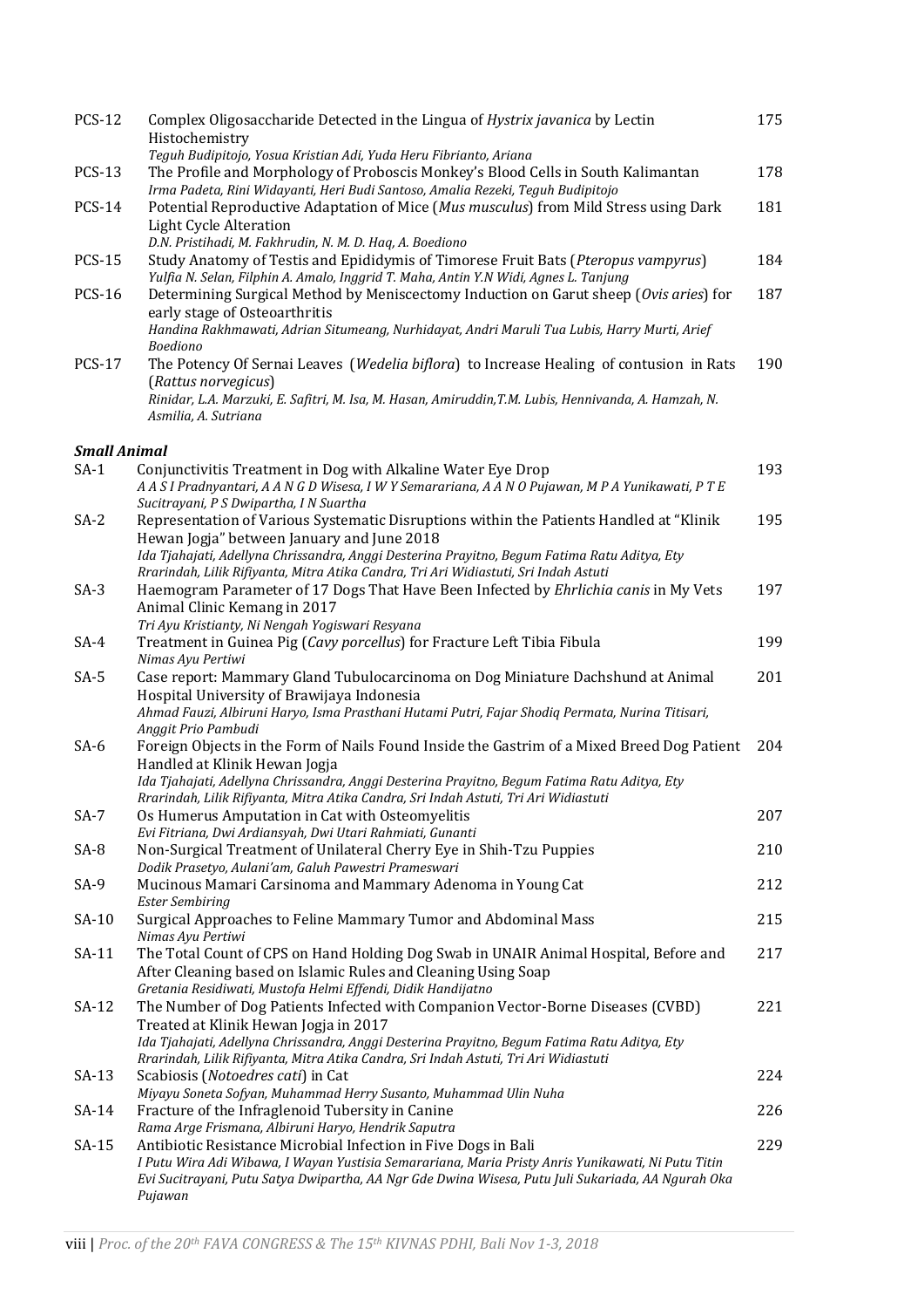| | | |
|---|---|---|
| PCS-12 | Complex Oligosaccharide Detected in the Lingua of *Hystrix javanica* by Lectin Histochemistry<br>*Teguh Budipitojo, Yosua Kristian Adi, Yuda Heru Fibrianto, Ariana* | 175 |
| PCS-13 | The Profile and Morphology of Proboscis Monkey's Blood Cells in South Kalimantan<br>*Irma Padeta, Rini Widayanti, Heri Budi Santoso, Amalia Rezeki, Teguh Budipitojo* | 178 |
| PCS-14 | Potential Reproductive Adaptation of Mice (*Mus musculus*) from Mild Stress using Dark Light Cycle Alteration<br>*D.N. Pristihadi, M. Fakhrudin, N. M. D. Haq, A. Boediono* | 181 |
| PCS-15 | Study Anatomy of Testis and Epididymis of Timorese Fruit Bats (*Pteropus vampyrus*)<br>*Yulfia N. Selan, Filphin A. Amalo, Inggrid T. Maha, Antin Y.N Widi, Agnes L. Tanjung* | 184 |
| PCS-16 | Determining Surgical Method by Meniscectomy Induction on Garut sheep (*Ovis aries*) for early stage of Osteoarthritis<br>*Handina Rakhmawati, Adrian Situmeang, Nurhidayat, Andri Maruli Tua Lubis, Harry Murti, Arief Boediono* | 187 |
| PCS-17 | The Potency Of Sernai Leaves (*Wedelia biflora*) to Increase Healing of contusion in Rats (*Rattus norvegicus*)<br>*Rinidar, L.A. Marzuki, E. Safitri, M. Isa, M. Hasan, Amiruddin,T.M. Lubis, Hennivanda, A. Hamzah, N. Asmilia, A. Sutriana* | 190 |

***Small Animal***

| | | |
|---|---|---|
| SA-1 | Conjunctivitis Treatment in Dog with Alkaline Water Eye Drop<br>*A A S I Pradnyantari, A A N G D Wisesa, I W Y Semarariana, A A N O Pujawan, M P A Yunikawati, P T E Sucitrayani, P S Dwipartha, I N Suartha* | 193 |
| SA-2 | Representation of Various Systematic Disruptions within the Patients Handled at "Klinik Hewan Jogja" between January and June 2018<br>*Ida Tjahajati, Adellyna Chrissandra, Anggi Desterina Prayitno, Begum Fatima Ratu Aditya, Ety Rrarindah, Lilik Rifiyanta, Mitra Atika Candra, Tri Ari Widiastuti, Sri Indah Astuti* | 195 |
| SA-3 | Haemogram Parameter of 17 Dogs That Have Been Infected by *Ehrlichia canis* in My Vets Animal Clinic Kemang in 2017<br>*Tri Ayu Kristianty, Ni Nengah Yogiswari Resyana* | 197 |
| SA-4 | Treatment in Guinea Pig (*Cavy porcellus*) for Fracture Left Tibia Fibula<br>*Nimas Ayu Pertiwi* | 199 |
| SA-5 | Case report: Mammary Gland Tubulocarcinoma on Dog Miniature Dachshund at Animal Hospital University of Brawijaya Indonesia<br>*Ahmad Fauzi, Albiruni Haryo, Isma Prasthani Hutami Putri, Fajar Shodiq Permata, Nurina Titisari, Anggit Prio Pambudi* | 201 |
| SA-6 | Foreign Objects in the Form of Nails Found Inside the Gastrim of a Mixed Breed Dog Patient Handled at Klinik Hewan Jogja<br>*Ida Tjahajati, Adellyna Chrissandra, Anggi Desterina Prayitno, Begum Fatima Ratu Aditya, Ety Rrarindah, Lilik Rifiyanta, Mitra Atika Candra, Sri Indah Astuti, Tri Ari Widiastuti* | 204 |
| SA-7 | Os Humerus Amputation in Cat with Osteomyelitis<br>*Evi Fitriana, Dwi Ardiansyah, Dwi Utari Rahmiati, Gunanti* | 207 |
| SA-8 | Non-Surgical Treatment of Unilateral Cherry Eye in Shih-Tzu Puppies<br>*Dodik Prasetyo, Aulani'am, Galuh Pawestri Prameswari* | 210 |
| SA-9 | Mucinous Mamari Carsinoma and Mammary Adenoma in Young Cat<br>*Ester Sembiring* | 212 |
| SA-10 | Surgical Approaches to Feline Mammary Tumor and Abdominal Mass<br>*Nimas Ayu Pertiwi* | 215 |
| SA-11 | The Total Count of CPS on Hand Holding Dog Swab in UNAIR Animal Hospital, Before and After Cleaning based on Islamic Rules and Cleaning Using Soap<br>*Gretania Residiwati, Mustofa Helmi Effendi, Didik Handijatno* | 217 |
| SA-12 | The Number of Dog Patients Infected with Companion Vector-Borne Diseases (CVBD) Treated at Klinik Hewan Jogja in 2017<br>*Ida Tjahajati, Adellyna Chrissandra, Anggi Desterina Prayitno, Begum Fatima Ratu Aditya, Ety Rrarindah, Lilik Rifiyanta, Mitra Atika Candra, Sri Indah Astuti, Tri Ari Widiastuti* | 221 |
| SA-13 | Scabiosis (*Notoedres cati*) in Cat<br>*Miyayu Soneta Sofyan, Muhammad Herry Susanto, Muhammad Ulin Nuha* | 224 |
| SA-14 | Fracture of the Infraglenoid Tubersity in Canine<br>*Rama Arge Frismana, Albiruni Haryo, Hendrik Saputra* | 226 |
| SA-15 | Antibiotic Resistance Microbial Infection in Five Dogs in Bali<br>*I Putu Wira Adi Wibawa, I Wayan Yustisia Semarariana, Maria Pristy Anris Yunikawati, Ni Putu Titin Evi Sucitrayani, Putu Satya Dwipartha, AA Ngr Gde Dwina Wisesa, Putu Juli Sukariada, AA Ngurah Oka Pujawan* | 229 |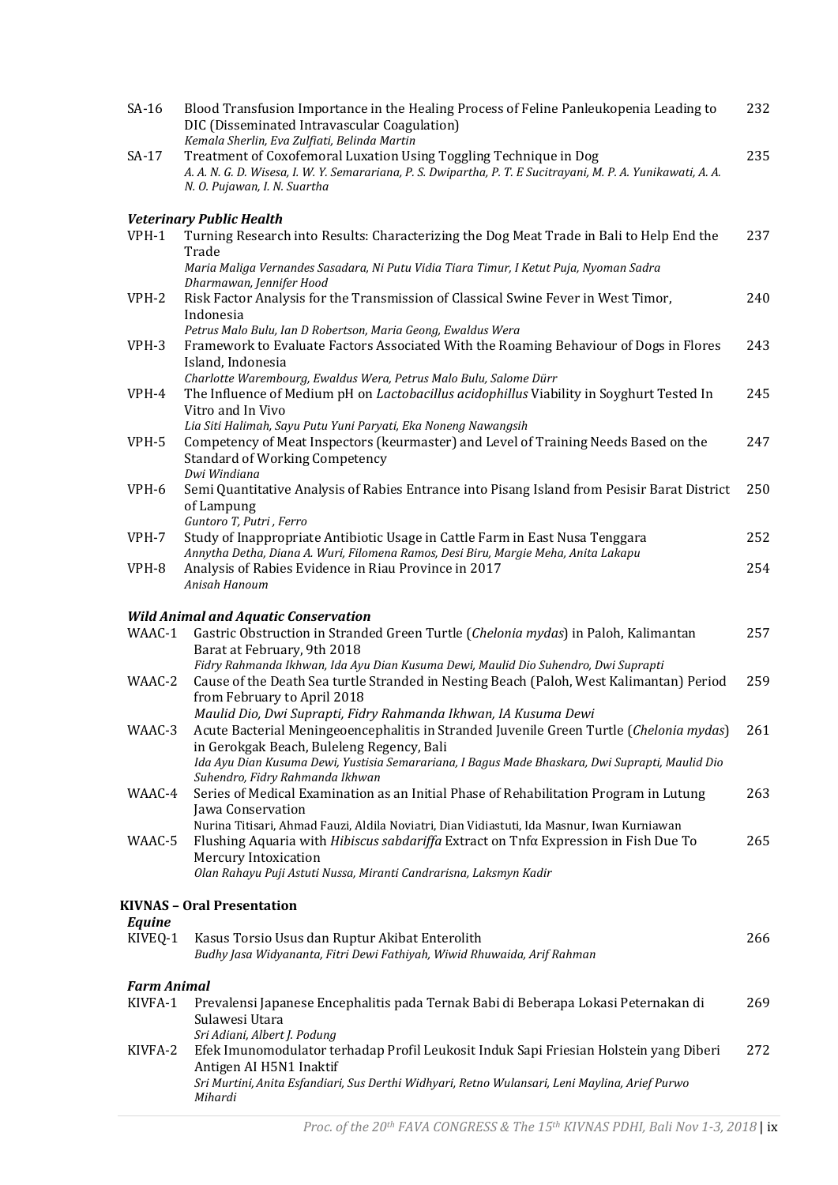| | | |
|---|---|---|
| SA-16 | Blood Transfusion Importance in the Healing Process of Feline Panleukopenia Leading to DIC (Disseminated Intravascular Coagulation)<br>*Kemala Sherlin, Eva Zulfiati, Belinda Martin* | 232 |
| SA-17 | Treatment of Coxofemoral Luxation Using Toggling Technique in Dog<br>*A. A. N. G. D. Wisesa, I. W. Y. Semarariana, P. S. Dwipartha, P. T. E Sucitrayani, M. P. A. Yunikawati, A. A. N. O. Pujawan, I. N. Suartha* | 235 |

### *Veterinary Public Health*

| | | |
|---|---|---|
| VPH-1 | Turning Research into Results: Characterizing the Dog Meat Trade in Bali to Help End the Trade<br>*Maria Maliga Vernandes Sasadara, Ni Putu Vidia Tiara Timur, I Ketut Puja, Nyoman Sadra Dharmawan, Jennifer Hood* | 237 |
| VPH-2 | Risk Factor Analysis for the Transmission of Classical Swine Fever in West Timor, Indonesia<br>*Petrus Malo Bulu, Ian D Robertson, Maria Geong, Ewaldus Wera* | 240 |
| VPH-3 | Framework to Evaluate Factors Associated With the Roaming Behaviour of Dogs in Flores Island, Indonesia<br>*Charlotte Warembourg, Ewaldus Wera, Petrus Malo Bulu, Salome Dürr* | 243 |
| VPH-4 | The Influence of Medium pH on *Lactobacillus acidophillus* Viability in Soyghurt Tested In Vitro and In Vivo<br>*Lia Siti Halimah, Sayu Putu Yuni Paryati, Eka Noneng Nawangsih* | 245 |
| VPH-5 | Competency of Meat Inspectors (keurmaster) and Level of Training Needs Based on the Standard of Working Competency<br>*Dwi Windiana* | 247 |
| VPH-6 | Semi Quantitative Analysis of Rabies Entrance into Pisang Island from Pesisir Barat District of Lampung<br>*Guntoro T, Putri , Ferro* | 250 |
| VPH-7 | Study of Inappropriate Antibiotic Usage in Cattle Farm in East Nusa Tenggara<br>*Annytha Detha, Diana A. Wuri, Filomena Ramos, Desi Biru, Margie Meha, Anita Lakapu* | 252 |
| VPH-8 | Analysis of Rabies Evidence in Riau Province in 2017<br>*Anisah Hanoum* | 254 |

### *Wild Animal and Aquatic Conservation*

| | | |
|---|---|---|
| WAAC-1 | Gastric Obstruction in Stranded Green Turtle (*Chelonia mydas*) in Paloh, Kalimantan Barat at February, 9th 2018<br>*Fidry Rahmanda Ikhwan, Ida Ayu Dian Kusuma Dewi, Maulid Dio Suhendro, Dwi Suprapti* | 257 |
| WAAC-2 | Cause of the Death Sea turtle Stranded in Nesting Beach (Paloh, West Kalimantan) Period from February to April 2018<br>*Maulid Dio, Dwi Suprapti, Fidry Rahmanda Ikhwan, IA Kusuma Dewi* | 259 |
| WAAC-3 | Acute Bacterial Meningeoencephalitis in Stranded Juvenile Green Turtle (*Chelonia mydas*) in Gerokgak Beach, Buleleng Regency, Bali<br>*Ida Ayu Dian Kusuma Dewi, Yustisia Semarariana, I Bagus Made Bhaskara, Dwi Suprapti, Maulid Dio Suhendro, Fidry Rahmanda Ikhwan* | 261 |
| WAAC-4 | Series of Medical Examination as an Initial Phase of Rehabilitation Program in Lutung Jawa Conservation<br>*Nurina Titisari, Ahmad Fauzi, Aldila Noviatri, Dian Vidiastuti, Ida Masnur, Iwan Kurniawan* | 263 |
| WAAC-5 | Flushing Aquaria with *Hibiscus sabdariffa* Extract on Tnfα Expression in Fish Due To Mercury Intoxication<br>*Olan Rahayu Puji Astuti Nussa, Miranti Candrarisna, Laksmyn Kadir* | 265 |

## KIVNAS – Oral Presentation

### *Equine*

| | | |
|---|---|---|
| KIVEQ-1 | Kasus Torsio Usus dan Ruptur Akibat Enterolith<br>*Budhy Jasa Widyananta, Fitri Dewi Fathiyah, Wiwid Rhuwaida, Arif Rahman* | 266 |

### *Farm Animal*

| | | |
|---|---|---|
| KIVFA-1 | Prevalensi Japanese Encephalitis pada Ternak Babi di Beberapa Lokasi Peternakan di Sulawesi Utara<br>*Sri Adiani, Albert J. Podung* | 269 |
| KIVFA-2 | Efek Imunomodulator terhadap Profil Leukosit Induk Sapi Friesian Holstein yang Diberi Antigen AI H5N1 Inaktif<br>*Sri Murtini, Anita Esfandiari, Sus Derthi Widhyari, Retno Wulansari, Leni Maylina, Arief Purwo Mihardi* | 272 |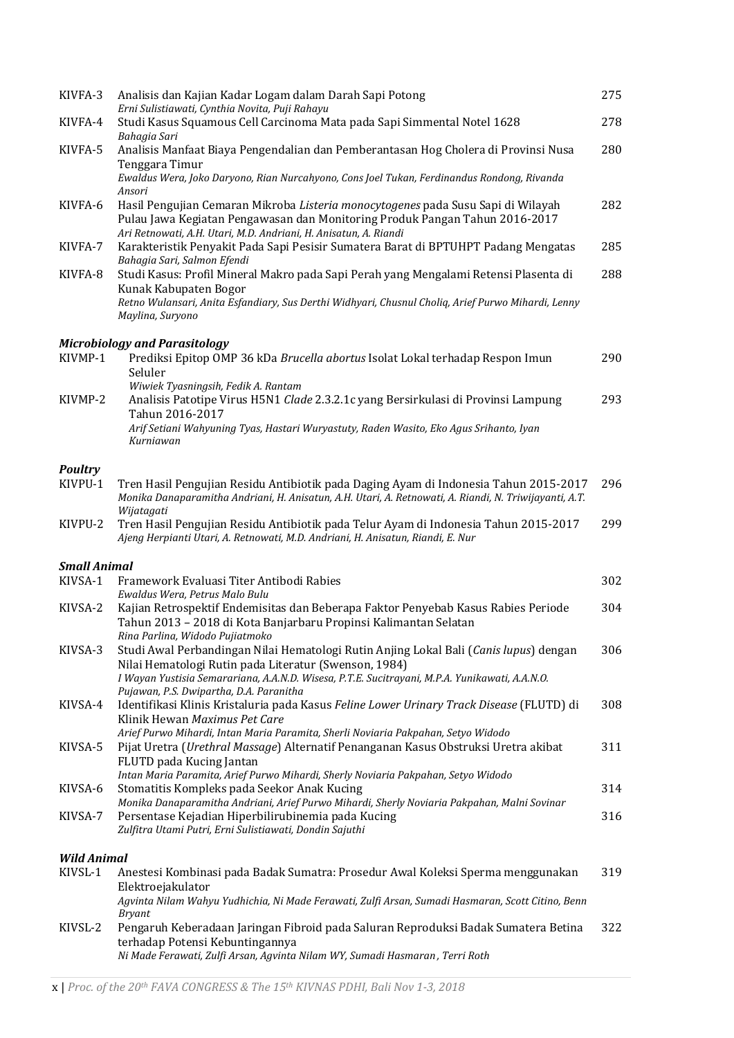| | | |
|---|---|---|
| KIVFA-3 | Analisis dan Kajian Kadar Logam dalam Darah Sapi Potong<br>*Erni Sulistiawati, Cynthia Novita, Puji Rahayu* | 275 |
| KIVFA-4 | Studi Kasus Squamous Cell Carcinoma Mata pada Sapi Simmental Notel 1628<br>*Bahagia Sari* | 278 |
| KIVFA-5 | Analisis Manfaat Biaya Pengendalian dan Pemberantasan Hog Cholera di Provinsi Nusa Tenggara Timur<br>*Ewaldus Wera, Joko Daryono, Rian Nurcahyono, Cons Joel Tukan, Ferdinandus Rondong, Rivanda Ansori* | 280 |
| KIVFA-6 | Hasil Pengujian Cemaran Mikroba *Listeria monocytogenes* pada Susu Sapi di Wilayah Pulau Jawa Kegiatan Pengawasan dan Monitoring Produk Pangan Tahun 2016-2017<br>*Ari Retnowati, A.H. Utari, M.D. Andriani, H. Anisatun, A. Riandi* | 282 |
| KIVFA-7 | Karakteristik Penyakit Pada Sapi Pesisir Sumatera Barat di BPTUHPT Padang Mengatas<br>*Bahagia Sari, Salmon Efendi* | 285 |
| KIVFA-8 | Studi Kasus: Profil Mineral Makro pada Sapi Perah yang Mengalami Retensi Plasenta di Kunak Kabupaten Bogor<br>*Retno Wulansari, Anita Esfandiary, Sus Derthi Widhyari, Chusnul Choliq, Arief Purwo Mihardi, Lenny Maylina, Suryono* | 288 |

***Microbiology and Parasitology***

| | | |
|---|---|---|
| KIVMP-1 | Prediksi Epitop OMP 36 kDa *Brucella abortus* Isolat Lokal terhadap Respon Imun Seluler<br>*Wiwiek Tyasningsih, Fedik A. Rantam* | 290 |
| KIVMP-2 | Analisis Patotipe Virus H5N1 *Clade* 2.3.2.1c yang Bersirkulasi di Provinsi Lampung Tahun 2016-2017<br>*Arif Setiani Wahyuning Tyas, Hastari Wuryastuty, Raden Wasito, Eko Agus Srihanto, Iyan Kurniawan* | 293 |

***Poultry***

| | | |
|---|---|---|
| KIVPU-1 | Tren Hasil Pengujian Residu Antibiotik pada Daging Ayam di Indonesia Tahun 2015-2017<br>*Monika Danaparamitha Andriani, H. Anisatun, A.H. Utari, A. Retnowati, A. Riandi, N. Triwijayanti, A.T. Wijatagati* | 296 |
| KIVPU-2 | Tren Hasil Pengujian Residu Antibiotik pada Telur Ayam di Indonesia Tahun 2015-2017<br>*Ajeng Herpianti Utari, A. Retnowati, M.D. Andriani, H. Anisatun, Riandi, E. Nur* | 299 |

***Small Animal***

| | | |
|---|---|---|
| KIVSA-1 | Framework Evaluasi Titer Antibodi Rabies<br>*Ewaldus Wera, Petrus Malo Bulu* | 302 |
| KIVSA-2 | Kajian Retrospektif Endemisitas dan Beberapa Faktor Penyebab Kasus Rabies Periode Tahun 2013 – 2018 di Kota Banjarbaru Propinsi Kalimantan Selatan<br>*Rina Parlina, Widodo Pujiatmoko* | 304 |
| KIVSA-3 | Studi Awal Perbandingan Nilai Hematologi Rutin Anjing Lokal Bali (*Canis lupus*) dengan Nilai Hematologi Rutin pada Literatur (Swenson, 1984)<br>*I Wayan Yustisia Semarariana, A.A.N.D. Wisesa, P.T.E. Sucitrayani, M.P.A. Yunikawati, A.A.N.O. Pujawan, P.S. Dwipartha, D.A. Paranitha* | 306 |
| KIVSA-4 | Identifikasi Klinis Kristaluria pada Kasus *Feline Lower Urinary Track Disease* (FLUTD) di Klinik Hewan *Maximus Pet Care*<br>*Arief Purwo Mihardi, Intan Maria Paramita, Sherli Noviaria Pakpahan, Setyo Widodo* | 308 |
| KIVSA-5 | Pijat Uretra (*Urethral Massage*) Alternatif Penanganan Kasus Obstruksi Uretra akibat FLUTD pada Kucing Jantan<br>*Intan Maria Paramita, Arief Purwo Mihardi, Sherly Noviaria Pakpahan, Setyo Widodo* | 311 |
| KIVSA-6 | Stomatitis Kompleks pada Seekor Anak Kucing<br>*Monika Danaparamitha Andriani, Arief Purwo Mihardi, Sherly Noviaria Pakpahan, Malni Sovinar* | 314 |
| KIVSA-7 | Persentase Kejadian Hiperbilirubinemia pada Kucing<br>*Zulfitra Utami Putri, Erni Sulistiawati, Dondin Sajuthi* | 316 |

***Wild Animal***

| | | |
|---|---|---|
| KIVSL-1 | Anestesi Kombinasi pada Badak Sumatra: Prosedur Awal Koleksi Sperma menggunakan Elektroejakulator<br>*Agvinta Nilam Wahyu Yudhichia, Ni Made Ferawati, Zulfi Arsan, Sumadi Hasmaran, Scott Citino, Benn Bryant* | 319 |
| KIVSL-2 | Pengaruh Keberadaan Jaringan Fibroid pada Saluran Reproduksi Badak Sumatera Betina terhadap Potensi Kebuntingannya<br>*Ni Made Ferawati, Zulfi Arsan, Agvinta Nilam WY, Sumadi Hasmaran , Terri Roth* | 322 |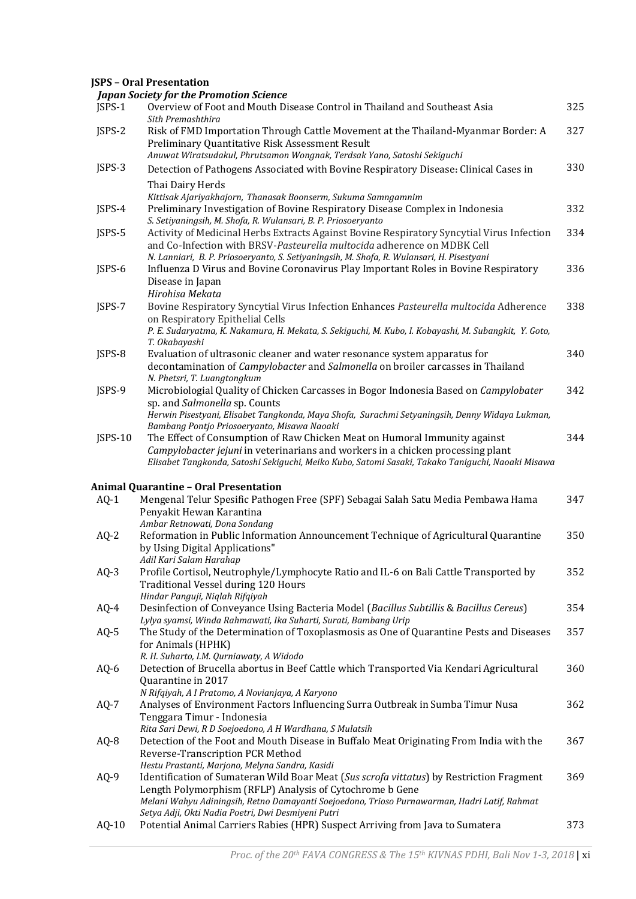## JSPS – Oral Presentation

***Japan Society for the Promotion Science***

| | | |
|---|---|---|
| JSPS-1 | Overview of Foot and Mouth Disease Control in Thailand and Southeast Asia<br>*Sith Premashthira* | 325 |
| JSPS-2 | Risk of FMD Importation Through Cattle Movement at the Thailand-Myanmar Border: A Preliminary Quantitative Risk Assessment Result<br>*Anuwat Wiratsudakul, Phrutsamon Wongnak, Terdsak Yano, Satoshi Sekiguchi* | 327 |
| JSPS-3 | Detection of Pathogens Associated with Bovine Respiratory Disease: Clinical Cases in Thai Dairy Herds<br>*Kittisak Ajariyakhajorn, Thanasak Boonserm, Sukuma Samngamnim* | 330 |
| JSPS-4 | Preliminary Investigation of Bovine Respiratory Disease Complex in Indonesia<br>*S. Setiyaningsih, M. Shofa, R. Wulansari, B. P. Priosoeryanto* | 332 |
| JSPS-5 | Activity of Medicinal Herbs Extracts Against Bovine Respiratory Syncytial Virus Infection and Co-Infection with BRSV-*Pasteurella multocida* adherence on MDBK Cell<br>*N. Lanniari, B. P. Priosoeryanto, S. Setiyaningsih, M. Shofa, R. Wulansari, H. Pisestyani* | 334 |
| JSPS-6 | Influenza D Virus and Bovine Coronavirus Play Important Roles in Bovine Respiratory Disease in Japan<br>*Hirohisa Mekata* | 336 |
| JSPS-7 | Bovine Respiratory Syncytial Virus Infection Enhances *Pasteurella multocida* Adherence on Respiratory Epithelial Cells<br>*P. E. Sudaryatma, K. Nakamura, H. Mekata, S. Sekiguchi, M. Kubo, I. Kobayashi, M. Subangkit, Y. Goto, T. Okabayashi* | 338 |
| JSPS-8 | Evaluation of ultrasonic cleaner and water resonance system apparatus for decontamination of *Campylobacter* and *Salmonella* on broiler carcasses in Thailand<br>*N. Phetsri, T. Luangtongkum* | 340 |
| JSPS-9 | Microbiologial Quality of Chicken Carcasses in Bogor Indonesia Based on *Campylobater* sp. and *Salmonella* sp. Counts<br>*Herwin Pisestyani, Elisabet Tangkonda, Maya Shofa, Surachmi Setyaningsih, Denny Widaya Lukman, Bambang Pontjo Priosoeryanto, Misawa Naoaki* | 342 |
| JSPS-10 | The Effect of Consumption of Raw Chicken Meat on Humoral Immunity against *Campylobacter jejuni* in veterinarians and workers in a chicken processing plant<br>*Elisabet Tangkonda, Satoshi Sekiguchi, Meiko Kubo, Satomi Sasaki, Takako Taniguchi, Naoaki Misawa* | 344 |

## Animal Quarantine – Oral Presentation

| | | |
|---|---|---|
| AQ-1 | Mengenal Telur Spesific Pathogen Free (SPF) Sebagai Salah Satu Media Pembawa Hama Penyakit Hewan Karantina<br>*Ambar Retnowati, Dona Sondang* | 347 |
| AQ-2 | Reformation in Public Information Announcement Technique of Agricultural Quarantine by Using Digital Applications"<br>*Adil Kari Salam Harahap* | 350 |
| AQ-3 | Profile Cortisol, Neutrophyle/Lymphocyte Ratio and IL-6 on Bali Cattle Transported by Traditional Vessel during 120 Hours<br>*Hindar Panguji, Niqlah Rifqiyah* | 352 |
| AQ-4 | Desinfection of Conveyance Using Bacteria Model (*Bacillus Subtillis* & *Bacillus Cereus*)<br>*Lylya syamsi, Winda Rahmawati, Ika Suharti, Surati, Bambang Urip* | 354 |
| AQ-5 | The Study of the Determination of Toxoplasmosis as One of Quarantine Pests and Diseases for Animals (HPHK)<br>*R. H. Suharto, I.M. Qurniawaty, A Widodo* | 357 |
| AQ-6 | Detection of Brucella abortus in Beef Cattle which Transported Via Kendari Agricultural Quarantine in 2017<br>*N Rifqiyah, A I Pratomo, A Novianjaya, A Karyono* | 360 |
| AQ-7 | Analyses of Environment Factors Influencing Surra Outbreak in Sumba Timur Nusa Tenggara Timur - Indonesia<br>*Rita Sari Dewi, R D Soejoedono, A H Wardhana, S Mulatsih* | 362 |
| AQ-8 | Detection of the Foot and Mouth Disease in Buffalo Meat Originating From India with the Reverse-Transcription PCR Method<br>*Hestu Prastanti, Marjono, Melyna Sandra, Kasidi* | 367 |
| AQ-9 | Identification of Sumateran Wild Boar Meat (*Sus scrofa vittatus*) by Restriction Fragment Length Polymorphism (RFLP) Analysis of Cytochrome b Gene<br>*Melani Wahyu Adiningsih, Retno Damayanti Soejoedono, Trioso Purnawarman, Hadri Latif, Rahmat Setya Adji, Okti Nadia Poetri, Dwi Desmiyeni Putri* | 369 |
| AQ-10 | Potential Animal Carriers Rabies (HPR) Suspect Arriving from Java to Sumatera | 373 |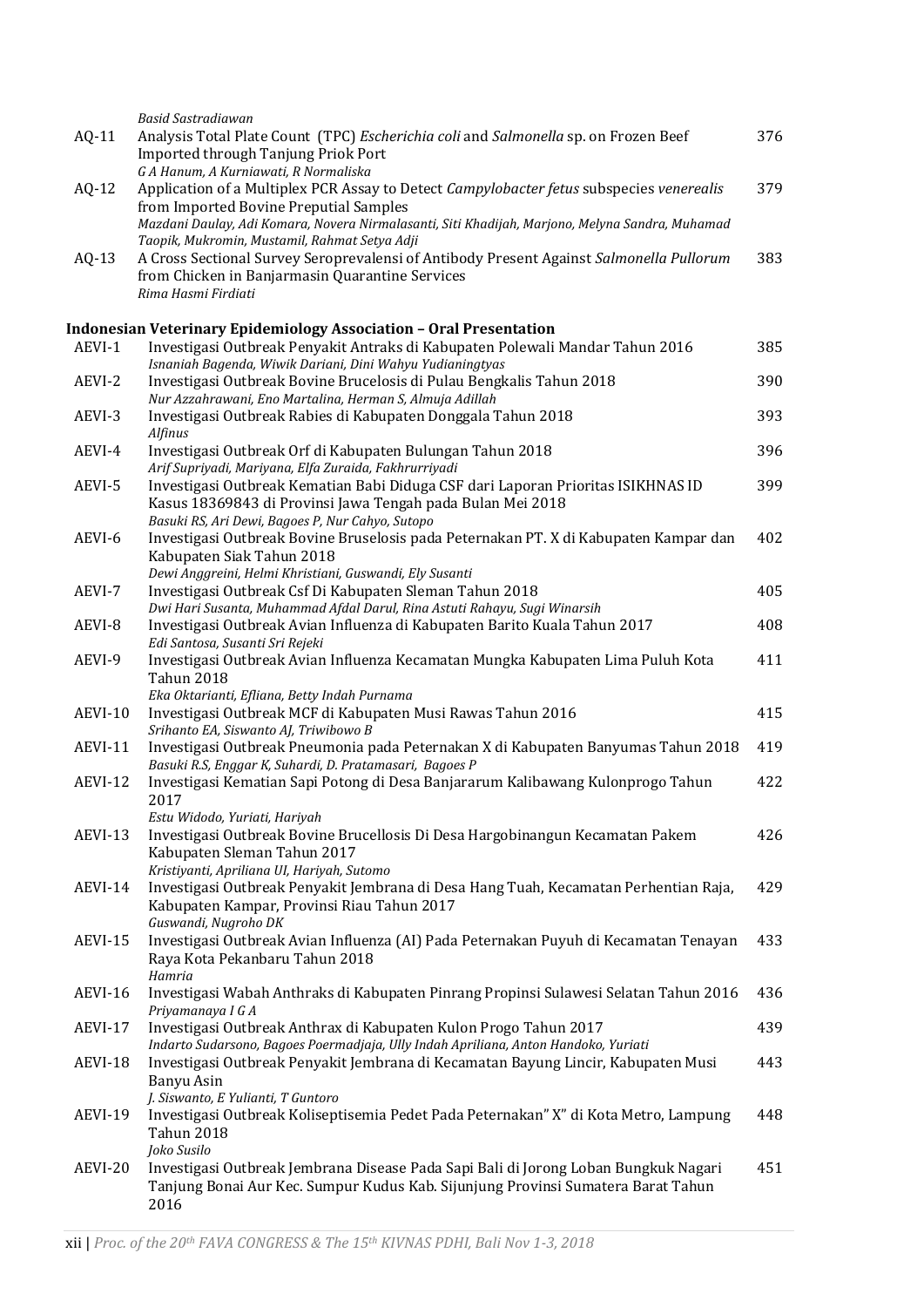| | | |
|---|---|---|
| | *Basid Sastradiawan* | |
| AQ-11 | Analysis Total Plate Count (TPC) *Escherichia coli* and *Salmonella* sp. on Frozen Beef Imported through Tanjung Priok Port<br>*G A Hanum, A Kurniawati, R Normaliska* | 376 |
| AQ-12 | Application of a Multiplex PCR Assay to Detect *Campylobacter fetus* subspecies *venerealis* from Imported Bovine Preputial Samples<br>*Mazdani Daulay, Adi Komara, Novera Nirmalasanti, Siti Khadijah, Marjono, Melyna Sandra, Muhamad Taopik, Mukromin, Mustamil, Rahmat Setya Adji* | 379 |
| AQ-13 | A Cross Sectional Survey Seroprevalensi of Antibody Present Against *Salmonella Pullorum* from Chicken in Banjarmasin Quarantine Services<br>*Rima Hasmi Firdiati* | 383 |

**Indonesian Veterinary Epidemiology Association – Oral Presentation**

| | | |
|---|---|---|
| AEVI-1 | Investigasi Outbreak Penyakit Antraks di Kabupaten Polewali Mandar Tahun 2016<br>*Isnaniah Bagenda, Wiwik Dariani, Dini Wahyu Yudianingtyas* | 385 |
| AEVI-2 | Investigasi Outbreak Bovine Brucelosis di Pulau Bengkalis Tahun 2018<br>*Nur Azzahrawani, Eno Martalina, Herman S, Almuja Adillah* | 390 |
| AEVI-3 | Investigasi Outbreak Rabies di Kabupaten Donggala Tahun 2018<br>*Alfinus* | 393 |
| AEVI-4 | Investigasi Outbreak Orf di Kabupaten Bulungan Tahun 2018<br>*Arif Supriyadi, Mariyana, Elfa Zuraida, Fakhrurriyadi* | 396 |
| AEVI-5 | Investigasi Outbreak Kematian Babi Diduga CSF dari Laporan Prioritas ISIKHNAS ID Kasus 18369843 di Provinsi Jawa Tengah pada Bulan Mei 2018<br>*Basuki RS, Ari Dewi, Bagoes P, Nur Cahyo, Sutopo* | 399 |
| AEVI-6 | Investigasi Outbreak Bovine Bruselosis pada Peternakan PT. X di Kabupaten Kampar dan Kabupaten Siak Tahun 2018<br>*Dewi Anggreini, Helmi Khristiani, Guswandi, Ely Susanti* | 402 |
| AEVI-7 | Investigasi Outbreak Csf Di Kabupaten Sleman Tahun 2018<br>*Dwi Hari Susanta, Muhammad Afdal Darul, Rina Astuti Rahayu, Sugi Winarsih* | 405 |
| AEVI-8 | Investigasi Outbreak Avian Influenza di Kabupaten Barito Kuala Tahun 2017<br>*Edi Santosa, Susanti Sri Rejeki* | 408 |
| AEVI-9 | Investigasi Outbreak Avian Influenza Kecamatan Mungka Kabupaten Lima Puluh Kota Tahun 2018<br>*Eka Oktarianti, Efliana, Betty Indah Purnama* | 411 |
| AEVI-10 | Investigasi Outbreak MCF di Kabupaten Musi Rawas Tahun 2016<br>*Srihanto EA, Siswanto AJ, Triwibowo B* | 415 |
| AEVI-11 | Investigasi Outbreak Pneumonia pada Peternakan X di Kabupaten Banyumas Tahun 2018<br>*Basuki R.S, Enggar K, Suhardi, D. Pratamasari, Bagoes P* | 419 |
| AEVI-12 | Investigasi Kematian Sapi Potong di Desa Banjararum Kalibawang Kulonprogo Tahun 2017<br>*Estu Widodo, Yuriati, Hariyah* | 422 |
| AEVI-13 | Investigasi Outbreak Bovine Brucellosis Di Desa Hargobinangun Kecamatan Pakem Kabupaten Sleman Tahun 2017<br>*Kristiyanti, Apriliana UI, Hariyah, Sutomo* | 426 |
| AEVI-14 | Investigasi Outbreak Penyakit Jembrana di Desa Hang Tuah, Kecamatan Perhentian Raja, Kabupaten Kampar, Provinsi Riau Tahun 2017<br>*Guswandi, Nugroho DK* | 429 |
| AEVI-15 | Investigasi Outbreak Avian Influenza (AI) Pada Peternakan Puyuh di Kecamatan Tenayan Raya Kota Pekanbaru Tahun 2018<br>*Hamria* | 433 |
| AEVI-16 | Investigasi Wabah Anthraks di Kabupaten Pinrang Propinsi Sulawesi Selatan Tahun 2016<br>*Priyamanaya I G A* | 436 |
| AEVI-17 | Investigasi Outbreak Anthrax di Kabupaten Kulon Progo Tahun 2017<br>*Indarto Sudarsono, Bagoes Poermadjaja, Ully Indah Apriliana, Anton Handoko, Yuriati* | 439 |
| AEVI-18 | Investigasi Outbreak Penyakit Jembrana di Kecamatan Bayung Lincir, Kabupaten Musi Banyu Asin<br>*J. Siswanto, E Yulianti, T Guntoro* | 443 |
| AEVI-19 | Investigasi Outbreak Koliseptisemia Pedet Pada Peternakan" X" di Kota Metro, Lampung Tahun 2018<br>*Joko Susilo* | 448 |
| AEVI-20 | Investigasi Outbreak Jembrana Disease Pada Sapi Bali di Jorong Loban Bungkuk Nagari Tanjung Bonai Aur Kec. Sumpur Kudus Kab. Sijunjung Provinsi Sumatera Barat Tahun 2016 | 451 |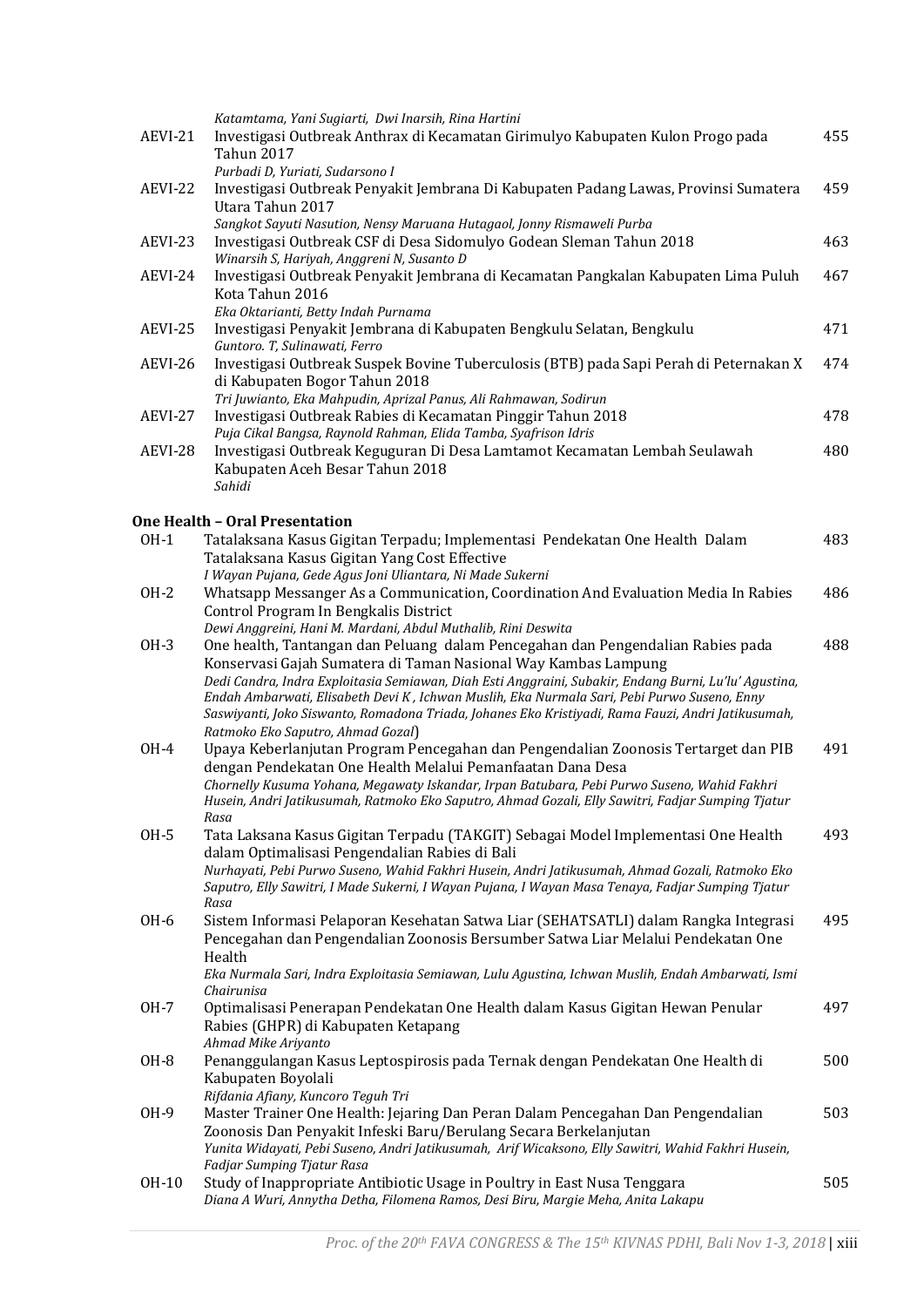| | | |
|---|---|---|
| | *Katamtama, Yani Sugiarti, Dwi Inarsih, Rina Hartini* | |
| AEVI-21 | Investigasi Outbreak Anthrax di Kecamatan Girimulyo Kabupaten Kulon Progo pada Tahun 2017<br>*Purbadi D, Yuriati, Sudarsono I* | 455 |
| AEVI-22 | Investigasi Outbreak Penyakit Jembrana Di Kabupaten Padang Lawas, Provinsi Sumatera Utara Tahun 2017<br>*Sangkot Sayuti Nasution, Nensy Maruana Hutagaol, Jonny Rismaweli Purba* | 459 |
| AEVI-23 | Investigasi Outbreak CSF di Desa Sidomulyo Godean Sleman Tahun 2018<br>*Winarsih S, Hariyah, Anggreni N, Susanto D* | 463 |
| AEVI-24 | Investigasi Outbreak Penyakit Jembrana di Kecamatan Pangkalan Kabupaten Lima Puluh Kota Tahun 2016<br>*Eka Oktarianti, Betty Indah Purnama* | 467 |
| AEVI-25 | Investigasi Penyakit Jembrana di Kabupaten Bengkulu Selatan, Bengkulu<br>*Guntoro. T, Sulinawati, Ferro* | 471 |
| AEVI-26 | Investigasi Outbreak Suspek Bovine Tuberculosis (BTB) pada Sapi Perah di Peternakan X di Kabupaten Bogor Tahun 2018<br>*Tri Juwianto, Eka Mahpudin, Aprizal Panus, Ali Rahmawan, Sodirun* | 474 |
| AEVI-27 | Investigasi Outbreak Rabies di Kecamatan Pinggir Tahun 2018<br>*Puja Cikal Bangsa, Raynold Rahman, Elida Tamba, Syafrison Idris* | 478 |
| AEVI-28 | Investigasi Outbreak Keguguran Di Desa Lamtamot Kecamatan Lembah Seulawah Kabupaten Aceh Besar Tahun 2018<br>*Sahidi* | 480 |

**One Health – Oral Presentation**

| | | |
|---|---|---|
| OH-1 | Tatalaksana Kasus Gigitan Terpadu; Implementasi Pendekatan One Health Dalam Tatalaksana Kasus Gigitan Yang Cost Effective<br>*I Wayan Pujana, Gede Agus Joni Uliantara, Ni Made Sukerni* | 483 |
| OH-2 | Whatsapp Messanger As a Communication, Coordination And Evaluation Media In Rabies Control Program In Bengkalis District<br>*Dewi Anggreini, Hani M. Mardani, Abdul Muthalib, Rini Deswita* | 486 |
| OH-3 | One health, Tantangan dan Peluang dalam Pencegahan dan Pengendalian Rabies pada Konservasi Gajah Sumatera di Taman Nasional Way Kambas Lampung<br>*Dedi Candra, Indra Exploitasia Semiawan, Diah Esti Anggraini, Subakir, Endang Burni, Lu'lu' Agustina, Endah Ambarwati, Elisabeth Devi K , Ichwan Muslih, Eka Nurmala Sari, Pebi Purwo Suseno, Enny Saswiyanti, Joko Siswanto, Romadona Triada, Johanes Eko Kristiyadi, Rama Fauzi, Andri Jatikusumah, Ratmoko Eko Saputro, Ahmad Gozal*) | 488 |
| OH-4 | Upaya Keberlanjutan Program Pencegahan dan Pengendalian Zoonosis Tertarget dan PIB dengan Pendekatan One Health Melalui Pemanfaatan Dana Desa<br>*Chornelly Kusuma Yohana, Megawaty Iskandar, Irpan Batubara, Pebi Purwo Suseno, Wahid Fakhri Husein, Andri Jatikusumah, Ratmoko Eko Saputro, Ahmad Gozali, Elly Sawitri, Fadjar Sumping Tjatur Rasa* | 491 |
| OH-5 | Tata Laksana Kasus Gigitan Terpadu (TAKGIT) Sebagai Model Implementasi One Health dalam Optimalisasi Pengendalian Rabies di Bali<br>*Nurhayati, Pebi Purwo Suseno, Wahid Fakhri Husein, Andri Jatikusumah, Ahmad Gozali, Ratmoko Eko Saputro, Elly Sawitri, I Made Sukerni, I Wayan Pujana, I Wayan Masa Tenaya, Fadjar Sumping Tjatur Rasa* | 493 |
| OH-6 | Sistem Informasi Pelaporan Kesehatan Satwa Liar (SEHATSATLI) dalam Rangka Integrasi Pencegahan dan Pengendalian Zoonosis Bersumber Satwa Liar Melalui Pendekatan One Health<br>*Eka Nurmala Sari, Indra Exploitasia Semiawan, Lulu Agustina, Ichwan Muslih, Endah Ambarwati, Ismi Chairunisa* | 495 |
| OH-7 | Optimalisasi Penerapan Pendekatan One Health dalam Kasus Gigitan Hewan Penular Rabies (GHPR) di Kabupaten Ketapang<br>*Ahmad Mike Ariyanto* | 497 |
| OH-8 | Penanggulangan Kasus Leptospirosis pada Ternak dengan Pendekatan One Health di Kabupaten Boyolali<br>*Rifdania Afiany, Kuncoro Teguh Tri* | 500 |
| OH-9 | Master Trainer One Health: Jejaring Dan Peran Dalam Pencegahan Dan Pengendalian Zoonosis Dan Penyakit Infeksi Baru/Berulang Secara Berkelanjutan<br>*Yunita Widayati, Pebi Suseno, Andri Jatikusumah, Arif Wicaksono, Elly Sawitri, Wahid Fakhri Husein, Fadjar Sumping Tjatur Rasa* | 503 |
| OH-10 | Study of Inappropriate Antibiotic Usage in Poultry in East Nusa Tenggara<br>*Diana A Wuri, Annytha Detha, Filomena Ramos, Desi Biru, Margie Meha, Anita Lakapu* | 505 |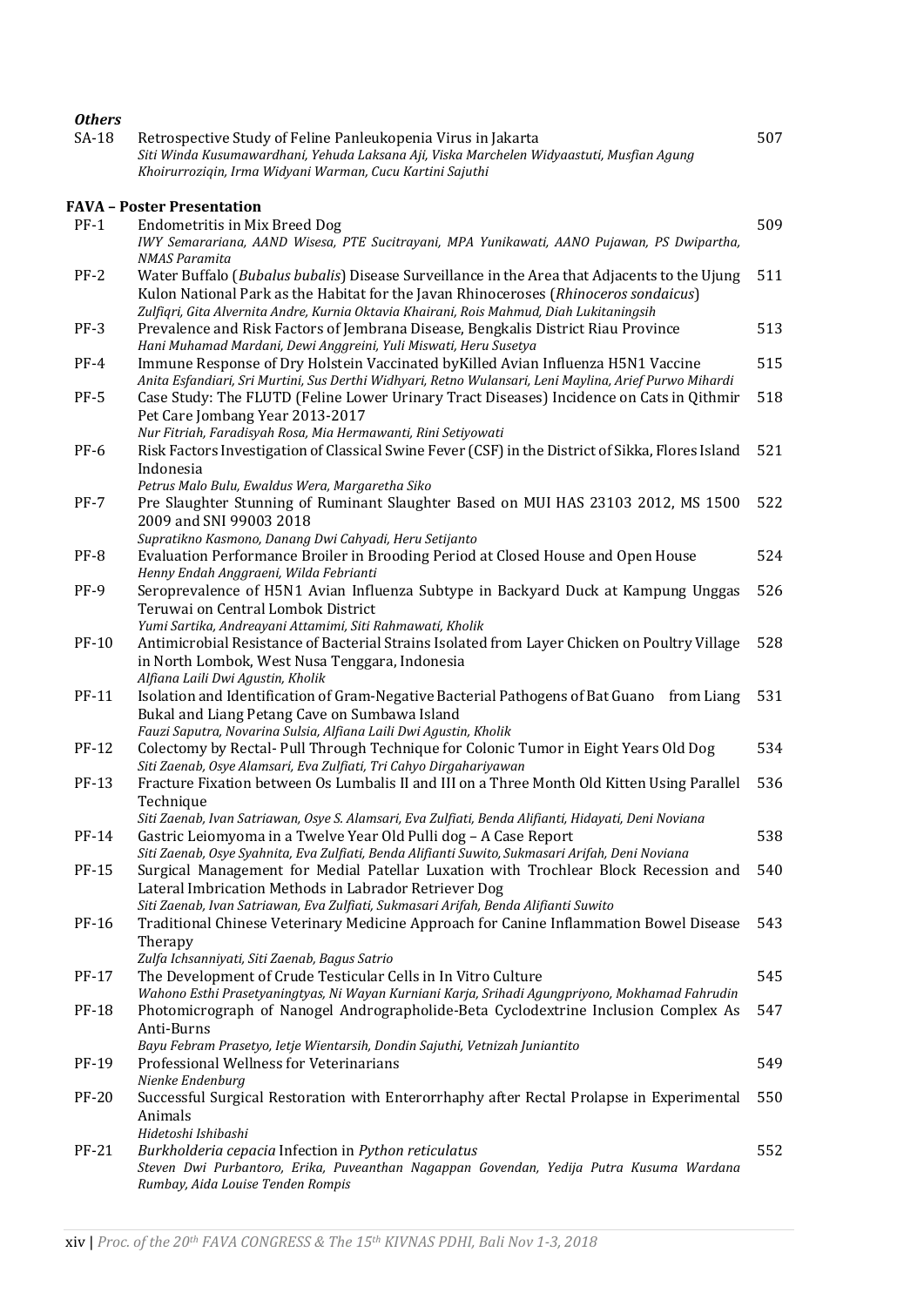***Others***

| | | |
|---|---|---|
| SA-18 | Retrospective Study of Feline Panleukopenia Virus in Jakarta<br>*Siti Winda Kusumawardhani, Yehuda Laksana Aji, Viska Marchelen Widyaastuti, Musfian Agung Khoirurroziqin, Irma Widyani Warman, Cucu Kartini Sajuthi* | 507 |

**FAVA – Poster Presentation**

| | | |
|---|---|---|
| PF-1 | Endometritis in Mix Breed Dog<br>*IWY Semarariana, AAND Wisesa, PTE Sucitrayani, MPA Yunikawati, AANO Pujawan, PS Dwipartha, NMAS Paramita* | 509 |
| PF-2 | Water Buffalo (*Bubalus bubalis*) Disease Surveillance in the Area that Adjacents to the Ujung Kulon National Park as the Habitat for the Javan Rhinoceroses (*Rhinoceros sondaicus*)<br>*Zulfiqri, Gita Alvernita Andre, Kurnia Oktavia Khairani, Rois Mahmud, Diah Lukitaningsih* | 511 |
| PF-3 | Prevalence and Risk Factors of Jembrana Disease, Bengkalis District Riau Province<br>*Hani Muhamad Mardani, Dewi Anggreini, Yuli Miswati, Heru Susetya* | 513 |
| PF-4 | Immune Response of Dry Holstein Vaccinated byKilled Avian Influenza H5N1 Vaccine<br>*Anita Esfandiari, Sri Murtini, Sus Derthi Widhyari, Retno Wulansari, Leni Maylina, Arief Purwo Mihardi* | 515 |
| PF-5 | Case Study: The FLUTD (Feline Lower Urinary Tract Diseases) Incidence on Cats in Qithmir Pet Care Jombang Year 2013-2017<br>*Nur Fitriah, Faradisyah Rosa, Mia Hermawanti, Rini Setiyowati* | 518 |
| PF-6 | Risk Factors Investigation of Classical Swine Fever (CSF) in the District of Sikka, Flores Island Indonesia<br>*Petrus Malo Bulu, Ewaldus Wera, Margaretha Siko* | 521 |
| PF-7 | Pre Slaughter Stunning of Ruminant Slaughter Based on MUI HAS 23103 2012, MS 1500 2009 and SNI 99003 2018<br>*Supratikno Kasmono, Danang Dwi Cahyadi, Heru Setijanto* | 522 |
| PF-8 | Evaluation Performance Broiler in Brooding Period at Closed House and Open House<br>*Henny Endah Anggraeni, Wilda Febrianti* | 524 |
| PF-9 | Seroprevalence of H5N1 Avian Influenza Subtype in Backyard Duck at Kampung Unggas Teruwai on Central Lombok District<br>*Yumi Sartika, Andreayani Attamimi, Siti Rahmawati, Kholik* | 526 |
| PF-10 | Antimicrobial Resistance of Bacterial Strains Isolated from Layer Chicken on Poultry Village in North Lombok, West Nusa Tenggara, Indonesia<br>*Alfiana Laili Dwi Agustin, Kholik* | 528 |
| PF-11 | Isolation and Identification of Gram-Negative Bacterial Pathogens of Bat Guano from Liang Bukal and Liang Petang Cave on Sumbawa Island<br>*Fauzi Saputra, Novarina Sulsia, Alfiana Laili Dwi Agustin, Kholik* | 531 |
| PF-12 | Colectomy by Rectal- Pull Through Technique for Colonic Tumor in Eight Years Old Dog<br>*Siti Zaenab, Osye Alamsari, Eva Zulfiati, Tri Cahyo Dirgahariyawan* | 534 |
| PF-13 | Fracture Fixation between Os Lumbalis II and III on a Three Month Old Kitten Using Parallel Technique<br>*Siti Zaenab, Ivan Satriawan, Osye S. Alamsari, Eva Zulfiati, Benda Alifianti, Hidayati, Deni Noviana* | 536 |
| PF-14 | Gastric Leiomyoma in a Twelve Year Old Pulli dog – A Case Report<br>*Siti Zaenab, Osye Syahnita, Eva Zulfiati, Benda Alifianti Suwito, Sukmasari Arifah, Deni Noviana* | 538 |
| PF-15 | Surgical Management for Medial Patellar Luxation with Trochlear Block Recession and Lateral Imbrication Methods in Labrador Retriever Dog<br>*Siti Zaenab, Ivan Satriawan, Eva Zulfiati, Sukmasari Arifah, Benda Alifianti Suwito* | 540 |
| PF-16 | Traditional Chinese Veterinary Medicine Approach for Canine Inflammation Bowel Disease Therapy<br>*Zulfa Ichsanniyati, Siti Zaenab, Bagus Satrio* | 543 |
| PF-17 | The Development of Crude Testicular Cells in In Vitro Culture<br>*Wahono Esthi Prasetyaningtyas, Ni Wayan Kurniani Karja, Srihadi Agungpriyono, Mokhamad Fahrudin* | 545 |
| PF-18 | Photomicrograph of Nanogel Andrographolide-Beta Cyclodextrine Inclusion Complex As Anti-Burns<br>*Bayu Febram Prasetyo, Ietje Wientarsih, Dondin Sajuthi, Vetnizah Juniantito* | 547 |
| PF-19 | Professional Wellness for Veterinarians<br>*Nienke Endenburg* | 549 |
| PF-20 | Successful Surgical Restoration with Enterorrhaphy after Rectal Prolapse in Experimental Animals<br>*Hidetoshi Ishibashi* | 550 |
| PF-21 | *Burkholderia cepacia* Infection in *Python reticulatus*<br>*Steven Dwi Purbantoro, Erika, Puveanthan Nagappan Govendan, Yedija Putra Kusuma Wardana Rumbay, Aida Louise Tenden Rompis* | 552 |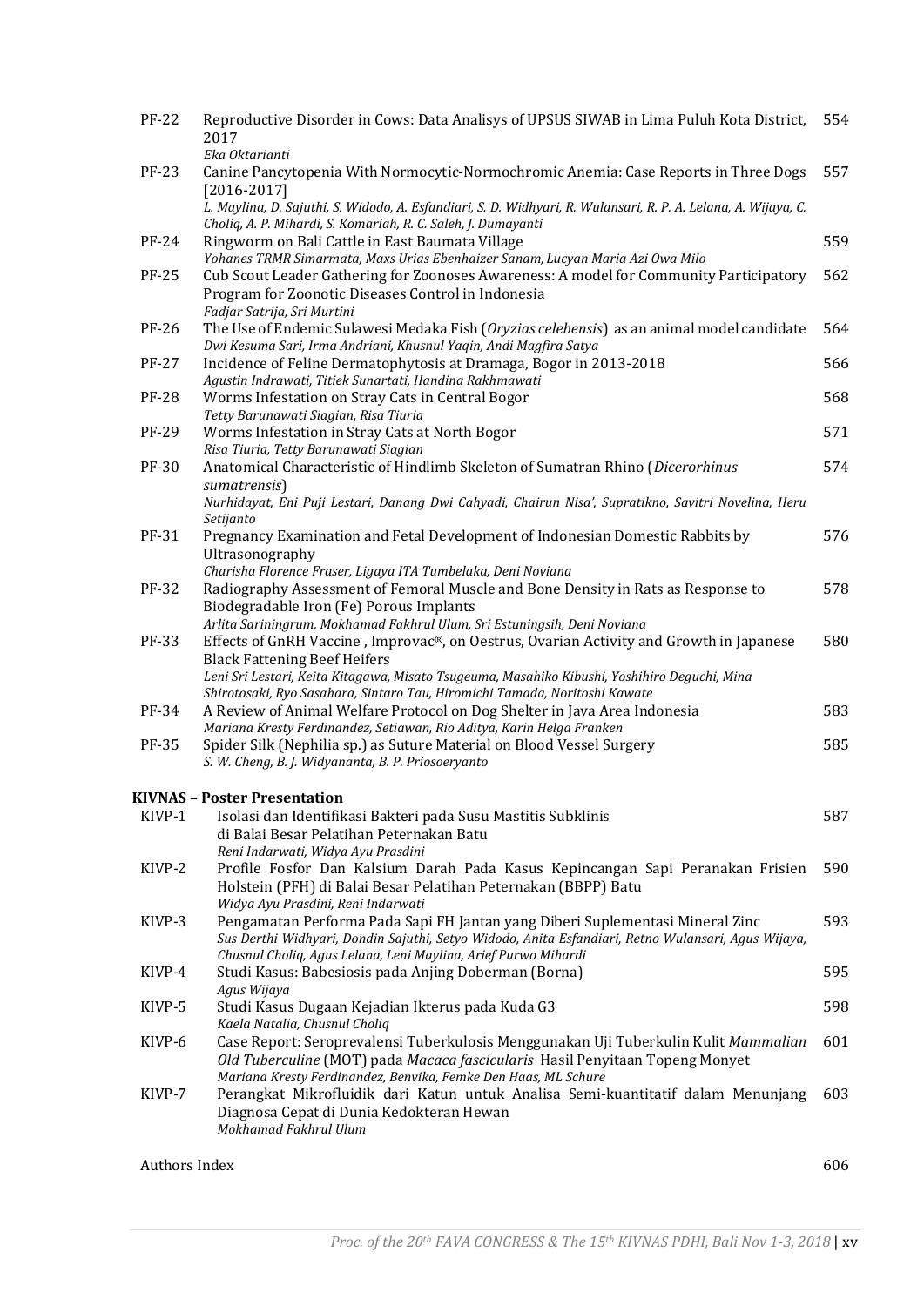| | | |
|---|---|---|
| PF-22 | Reproductive Disorder in Cows: Data Analisys of UPSUS SIWAB in Lima Puluh Kota District, 2017<br>*Eka Oktarianti* | 554 |
| PF-23 | Canine Pancytopenia With Normocytic-Normochromic Anemia: Case Reports in Three Dogs [2016-2017]<br>*L. Maylina, D. Sajuthi, S. Widodo, A. Esfandiari, S. D. Widhyari, R. Wulansari, R. P. A. Lelana, A. Wijaya, C. Choliq, A. P. Mihardi, S. Komariah, R. C. Saleh, J. Dumayanti* | 557 |
| PF-24 | Ringworm on Bali Cattle in East Baumata Village<br>*Yohanes TRMR Simarmata, Maxs Urias Ebenhaizer Sanam, Lucyan Maria Azi Owa Milo* | 559 |
| PF-25 | Cub Scout Leader Gathering for Zoonoses Awareness: A model for Community Participatory Program for Zoonotic Diseases Control in Indonesia<br>*Fadjar Satrija, Sri Murtini* | 562 |
| PF-26 | The Use of Endemic Sulawesi Medaka Fish (*Oryzias celebensis*) as an animal model candidate<br>*Dwi Kesuma Sari, Irma Andriani, Khusnul Yaqin, Andi Magfira Satya* | 564 |
| PF-27 | Incidence of Feline Dermatophytosis at Dramaga, Bogor in 2013-2018<br>*Agustin Indrawati, Titiek Sunartati, Handina Rakhmawati* | 566 |
| PF-28 | Worms Infestation on Stray Cats in Central Bogor<br>*Tetty Barunawati Siagian, Risa Tiuria* | 568 |
| PF-29 | Worms Infestation in Stray Cats at North Bogor<br>*Risa Tiuria, Tetty Barunawati Siagian* | 571 |
| PF-30 | Anatomical Characteristic of Hindlimb Skeleton of Sumatran Rhino (*Dicerorhinus sumatrensis*)<br>*Nurhidayat, Eni Puji Lestari, Danang Dwi Cahyadi, Chairun Nisa', Supratikno, Savitri Novelina, Heru Setijanto* | 574 |
| PF-31 | Pregnancy Examination and Fetal Development of Indonesian Domestic Rabbits by Ultrasonography<br>*Charisha Florence Fraser, Ligaya ITA Tumbelaka, Deni Noviana* | 576 |
| PF-32 | Radiography Assessment of Femoral Muscle and Bone Density in Rats as Response to Biodegradable Iron (Fe) Porous Implants<br>*Arlita Sariningrum, Mokhamad Fakhrul Ulum, Sri Estuningsih, Deni Noviana* | 578 |
| PF-33 | Effects of GnRH Vaccine , Improvac®, on Oestrus, Ovarian Activity and Growth in Japanese Black Fattening Beef Heifers<br>*Leni Sri Lestari, Keita Kitagawa, Misato Tsugeuma, Masahiko Kibushi, Yoshihiro Deguchi, Mina Shirotosaki, Ryo Sasahara, Sintaro Tau, Hiromichi Tamada, Noritoshi Kawate* | 580 |
| PF-34 | A Review of Animal Welfare Protocol on Dog Shelter in Java Area Indonesia<br>*Mariana Kresty Ferdinandez, Setiawan, Rio Aditya, Karin Helga Franken* | 583 |
| PF-35 | Spider Silk (Nephilia sp.) as Suture Material on Blood Vessel Surgery<br>*S. W. Cheng, B. J. Widyananta, B. P. Priosoeryanto* | 585 |

**KIVNAS – Poster Presentation**

| | | |
|---|---|---|
| KIVP-1 | Isolasi dan Identifikasi Bakteri pada Susu Mastitis Subklinis di Balai Besar Pelatihan Peternakan Batu<br>*Reni Indarwati, Widya Ayu Prasdini* | 587 |
| KIVP-2 | Profile Fosfor Dan Kalsium Darah Pada Kasus Kepincangan Sapi Peranakan Frisien Holstein (PFH) di Balai Besar Pelatihan Peternakan (BBPP) Batu<br>*Widya Ayu Prasdini, Reni Indarwati* | 590 |
| KIVP-3 | Pengamatan Performa Pada Sapi FH Jantan yang Diberi Suplementasi Mineral Zinc<br>*Sus Derthi Widhyari, Dondin Sajuthi, Setyo Widodo, Anita Esfandiari, Retno Wulansari, Agus Wijaya, Chusnul Choliq, Agus Lelana, Leni Maylina, Arief Purwo Mihardi* | 593 |
| KIVP-4 | Studi Kasus: Babesiosis pada Anjing Doberman (Borna)<br>*Agus Wijaya* | 595 |
| KIVP-5 | Studi Kasus Dugaan Kejadian Ikterus pada Kuda G3<br>*Kaela Natalia, Chusnul Choliq* | 598 |
| KIVP-6 | Case Report: Seroprevalensi Tuberkulosis Menggunakan Uji Tuberkulin Kulit *Mammalian Old Tuberculine* (MOT) pada *Macaca fascicularis* Hasil Penyitaan Topeng Monyet<br>*Mariana Kresty Ferdinandez, Benvika, Femke Den Haas, ML Schure* | 601 |
| KIVP-7 | Perangkat Mikrofluidik dari Katun untuk Analisa Semi-kuantitatif dalam Menunjang Diagnosa Cepat di Dunia Kedokteran Hewan<br>*Mokhamad Fakhrul Ulum* | 603 |

Authors Index 606